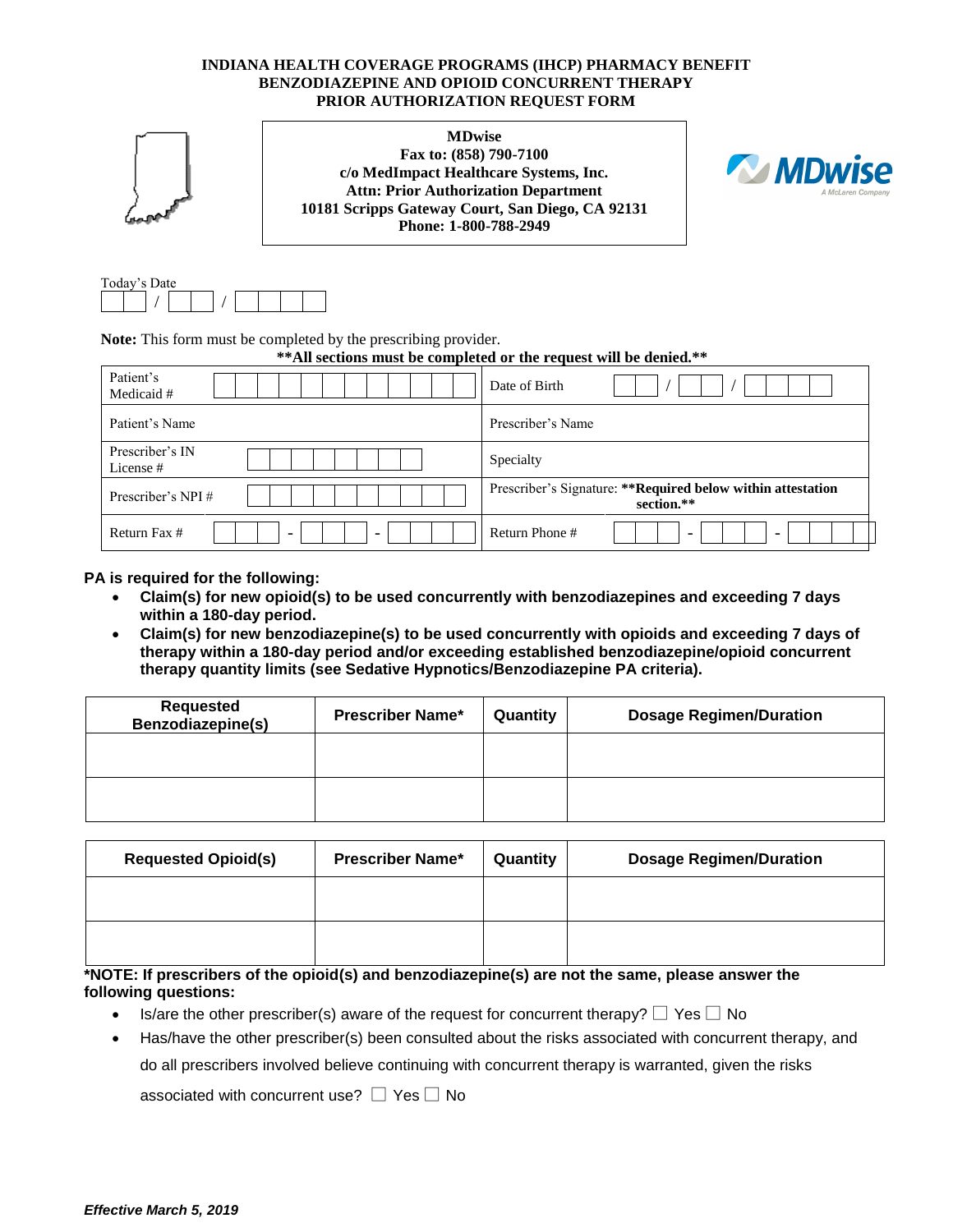# INDIANA HEALTH COVERAGE PROGRAMS (IHCP) PHARMACY BENEFIT
## BENZODIAZEPINE AND OPIOID CONCURRENT THERAPY
## PRIOR AUTHORIZATION REQUEST FORM

**MDwise**
**Fax to: (858) 790-7100**
**c/o MedImpact Healthcare Systems, Inc.**
**Attn: Prior Authorization Department**
**10181 Scripps Gateway Court, San Diego, CA 92131**
**Phone: 1-800-788-2949**

Today's Date ___ / ___ / _____

**Note:** This form must be completed by the prescribing provider.

**\*\*All sections must be completed or the request will be denied.\*\***

| | |
|---|---|
| Patient's Medicaid # | Date of Birth ___ / ___ / _____ |
| Patient's Name | Prescriber's Name |
| Prescriber's IN License # | Specialty |
| Prescriber's NPI # | Prescriber's Signature: **\*\*Required below within attestation section.\*\*** |
| Return Fax # ___ - ___ - ____ | Return Phone # ___ - ___ - ____ |

**PA is required for the following:**

- **Claim(s) for new opioid(s) to be used concurrently with benzodiazepines and exceeding 7 days within a 180-day period.**
- **Claim(s) for new benzodiazepine(s) to be used concurrently with opioids and exceeding 7 days of therapy within a 180-day period and/or exceeding established benzodiazepine/opioid concurrent therapy quantity limits (see Sedative Hypnotics/Benzodiazepine PA criteria).**

| Requested Benzodiazepine(s) | Prescriber Name* | Quantity | Dosage Regimen/Duration |
|---|---|---|---|
| | | | |
| | | | |

| Requested Opioid(s) | Prescriber Name* | Quantity | Dosage Regimen/Duration |
|---|---|---|---|
| | | | |
| | | | |

**\*NOTE: If prescribers of the opioid(s) and benzodiazepine(s) are not the same, please answer the following questions:**

- Is/are the other prescriber(s) aware of the request for concurrent therapy? ☐ Yes ☐ No
- Has/have the other prescriber(s) been consulted about the risks associated with concurrent therapy, and do all prescribers involved believe continuing with concurrent therapy is warranted, given the risks associated with concurrent use? ☐ Yes ☐ No

*Effective March 5, 2019*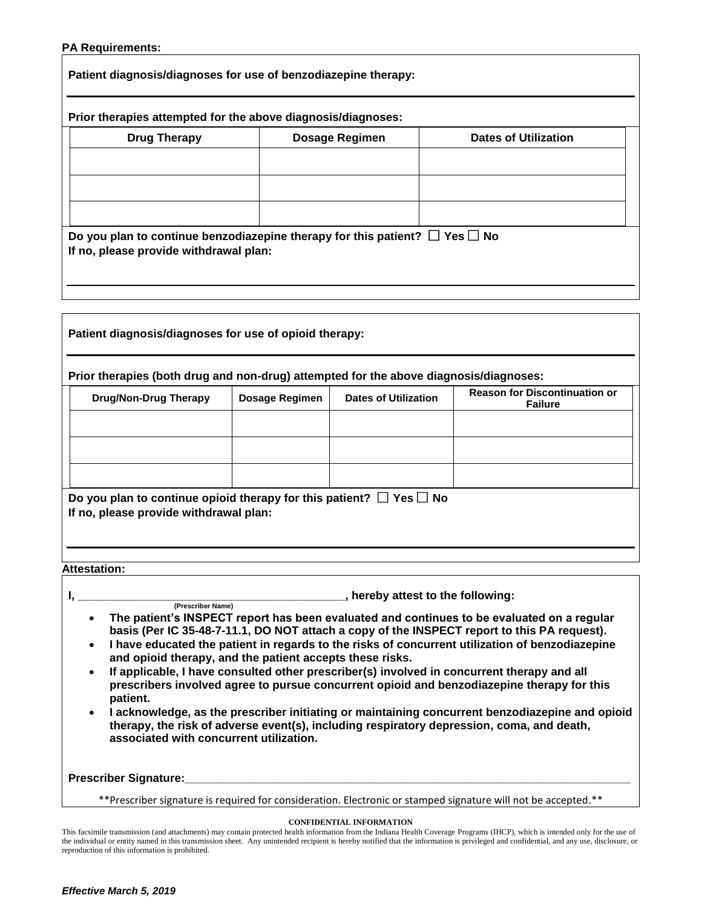**PA Requirements:**

**Patient diagnosis/diagnoses for use of benzodiazepine therapy:**

---

**Prior therapies attempted for the above diagnosis/diagnoses:**

| Drug Therapy | Dosage Regimen | Dates of Utilization |
|---|---|---|
| | | |
| | | |
| | | |

**Do you plan to continue benzodiazepine therapy for this patient?** ☐ **Yes** ☐ **No**
**If no, please provide withdrawal plan:**

---

**Patient diagnosis/diagnoses for use of opioid therapy:**

---

**Prior therapies (both drug and non-drug) attempted for the above diagnosis/diagnoses:**

| Drug/Non-Drug Therapy | Dosage Regimen | Dates of Utilization | Reason for Discontinuation or Failure |
|---|---|---|---|
| | | | |
| | | | |
| | | | |

**Do you plan to continue opioid therapy for this patient?** ☐ **Yes** ☐ **No**
**If no, please provide withdrawal plan:**

---

**Attestation:**

**I, ____________________________________________, hereby attest to the following:**
**(Prescriber Name)**

- **The patient's INSPECT report has been evaluated and continues to be evaluated on a regular basis (Per IC 35-48-7-11.1, DO NOT attach a copy of the INSPECT report to this PA request).**
- **I have educated the patient in regards to the risks of concurrent utilization of benzodiazepine and opioid therapy, and the patient accepts these risks.**
- **If applicable, I have consulted other prescriber(s) involved in concurrent therapy and all prescribers involved agree to pursue concurrent opioid and benzodiazepine therapy for this patient.**
- **I acknowledge, as the prescriber initiating or maintaining concurrent benzodiazepine and opioid therapy, the risk of adverse event(s), including respiratory depression, coma, and death, associated with concurrent utilization.**

**Prescriber Signature:**______________________________________________________________________________

**Prescriber signature is required for consideration. Electronic or stamped signature will not be accepted.**

**CONFIDENTIAL INFORMATION**

This facsimile transmission (and attachments) may contain protected health information from the Indiana Health Coverage Programs (IHCP), which is intended only for the use of the individual or entity named in this transmission sheet. Any unintended recipient is hereby notified that the information is privileged and confidential, and any use, disclosure, or reproduction of this information is prohibited.

***Effective March 5, 2019***